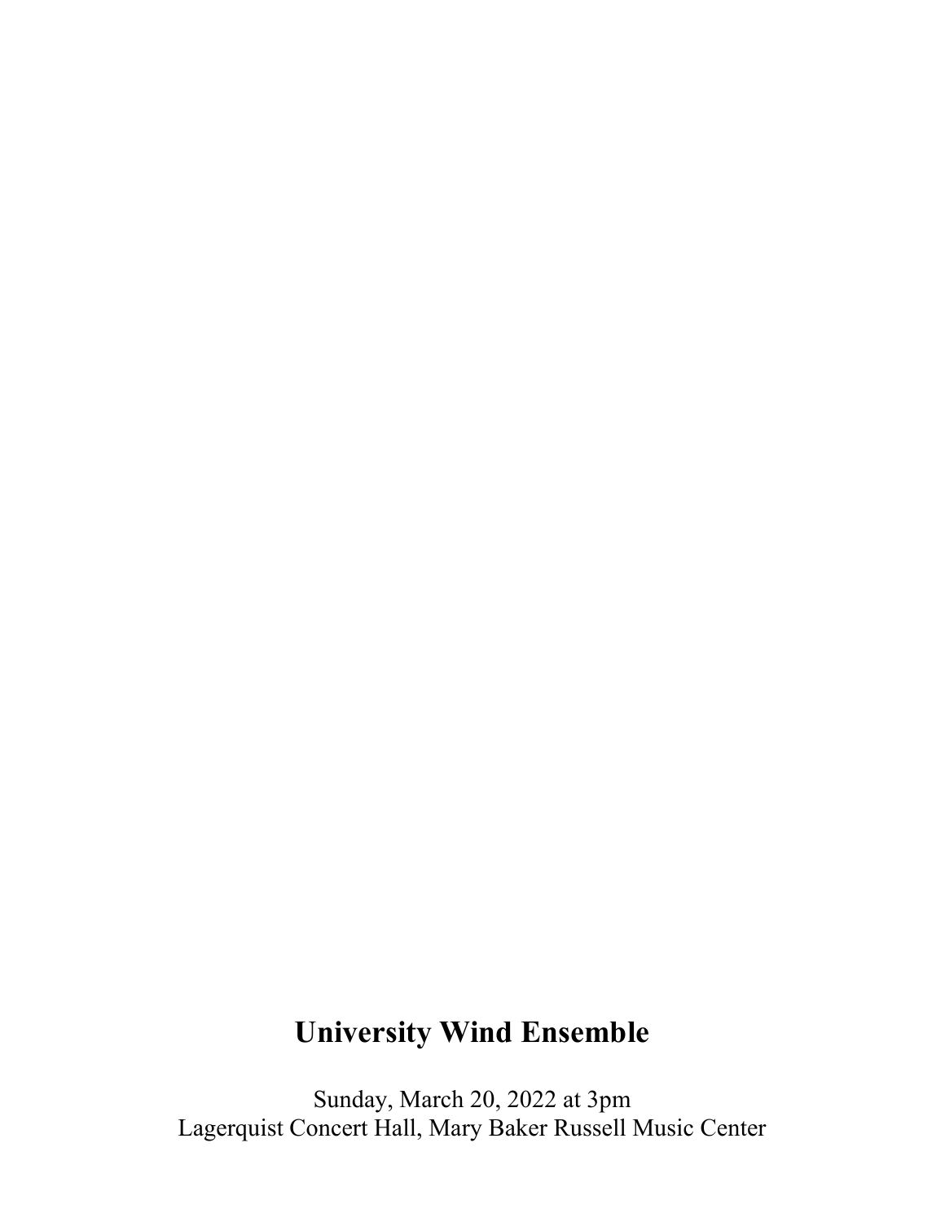# University Wind Ensemble

Sunday, March 20, 2022 at 3pm
Lagerquist Concert Hall, Mary Baker Russell Music Center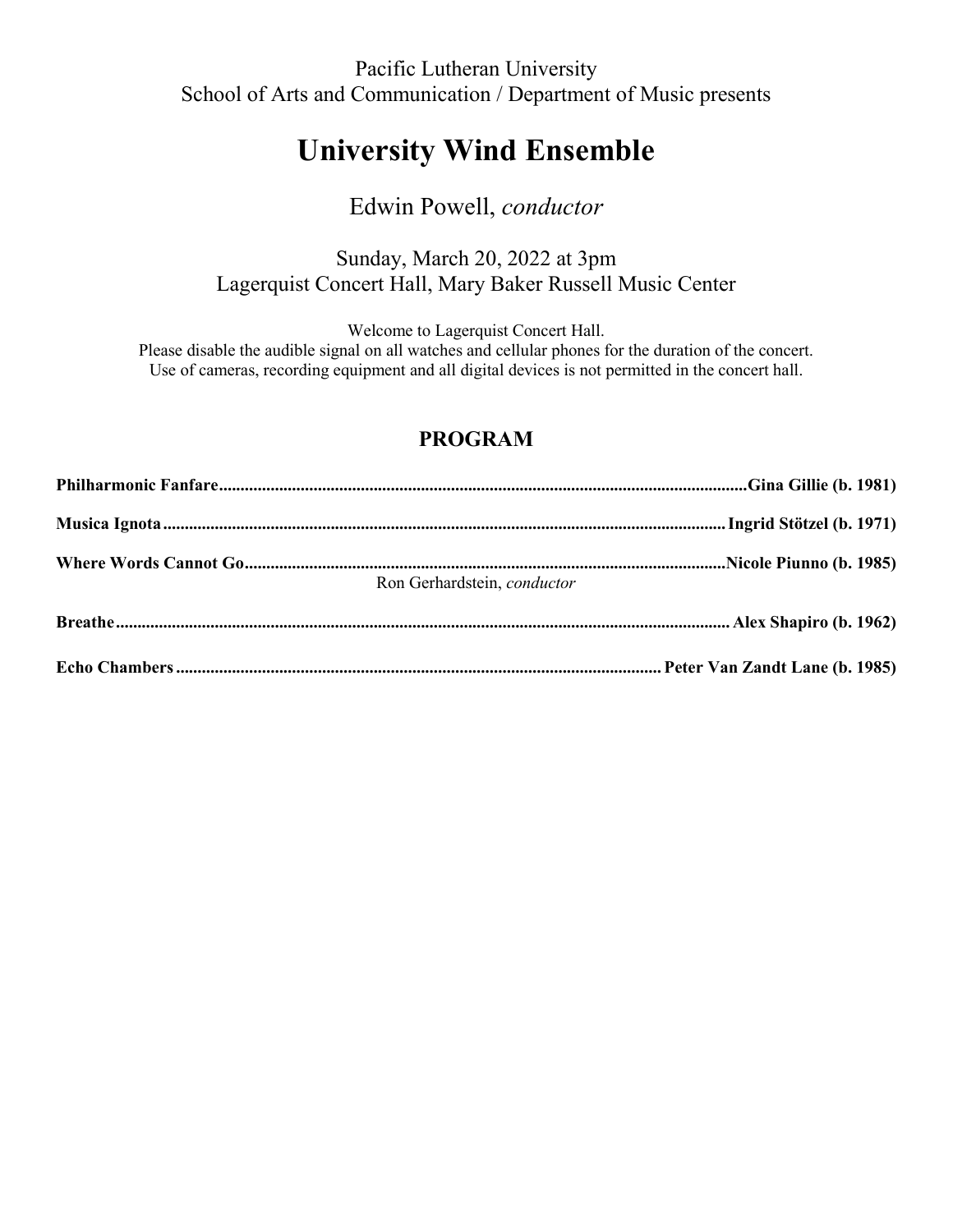Pacific Lutheran University
School of Arts and Communication / Department of Music presents

# University Wind Ensemble

Edwin Powell, *conductor*

Sunday, March 20, 2022 at 3pm
Lagerquist Concert Hall, Mary Baker Russell Music Center

Welcome to Lagerquist Concert Hall.
Please disable the audible signal on all watches and cellular phones for the duration of the concert.
Use of cameras, recording equipment and all digital devices is not permitted in the concert hall.

## PROGRAM

**Philharmonic Fanfare............................................................Gina Gillie (b. 1981)**

**Musica Ignota............................................................Ingrid Stötzel (b. 1971)**

**Where Words Cannot Go............................................................Nicole Piunno (b. 1985)**
Ron Gerhardstein, *conductor*

**Breathe............................................................Alex Shapiro (b. 1962)**

**Echo Chambers............................................................Peter Van Zandt Lane (b. 1985)**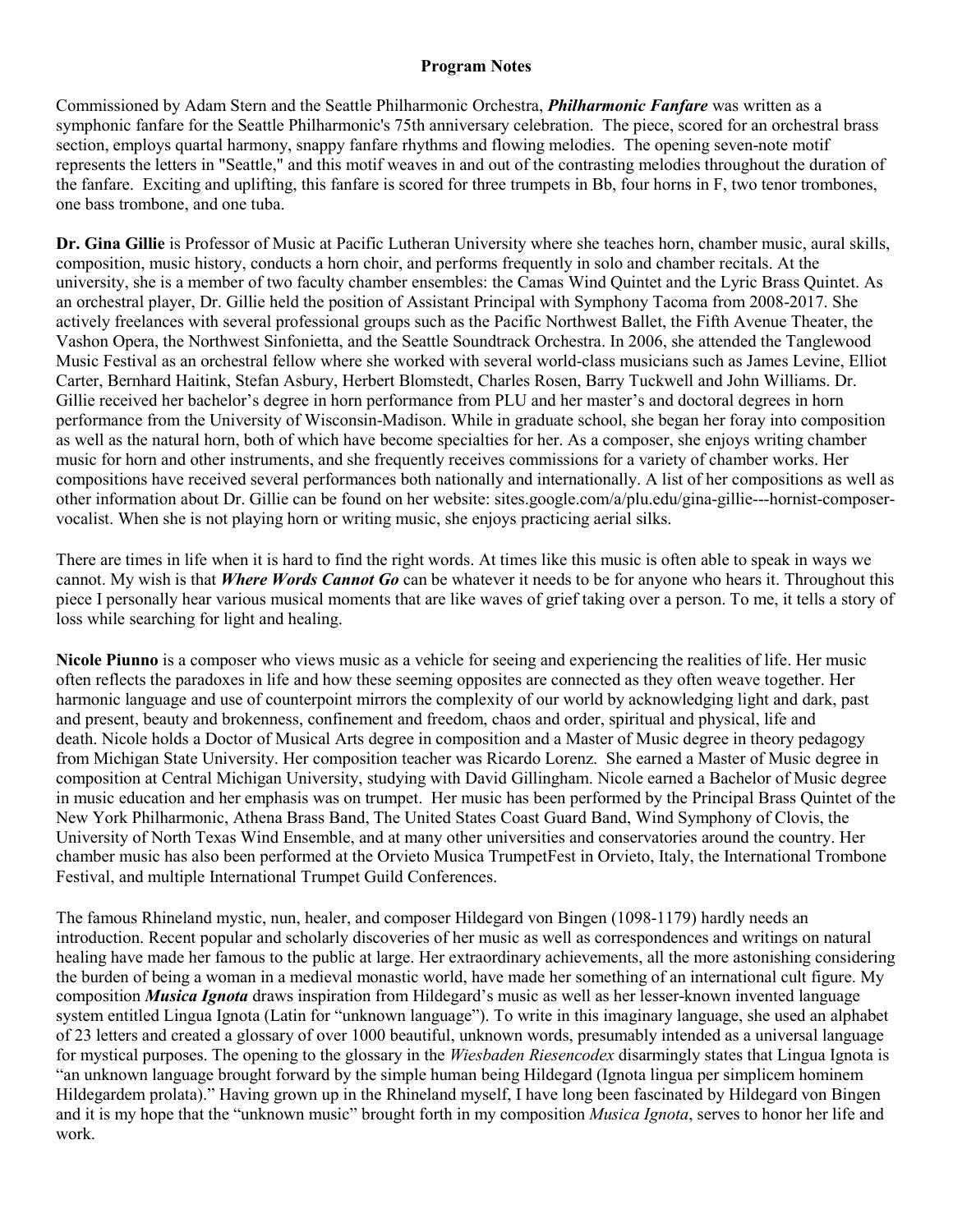# Program Notes

Commissioned by Adam Stern and the Seattle Philharmonic Orchestra, ***Philharmonic Fanfare*** was written as a symphonic fanfare for the Seattle Philharmonic's 75th anniversary celebration. The piece, scored for an orchestral brass section, employs quartal harmony, snappy fanfare rhythms and flowing melodies. The opening seven-note motif represents the letters in "Seattle," and this motif weaves in and out of the contrasting melodies throughout the duration of the fanfare. Exciting and uplifting, this fanfare is scored for three trumpets in Bb, four horns in F, two tenor trombones, one bass trombone, and one tuba.

**Dr. Gina Gillie** is Professor of Music at Pacific Lutheran University where she teaches horn, chamber music, aural skills, composition, music history, conducts a horn choir, and performs frequently in solo and chamber recitals. At the university, she is a member of two faculty chamber ensembles: the Camas Wind Quintet and the Lyric Brass Quintet. As an orchestral player, Dr. Gillie held the position of Assistant Principal with Symphony Tacoma from 2008-2017. She actively freelances with several professional groups such as the Pacific Northwest Ballet, the Fifth Avenue Theater, the Vashon Opera, the Northwest Sinfonietta, and the Seattle Soundtrack Orchestra. In 2006, she attended the Tanglewood Music Festival as an orchestral fellow where she worked with several world-class musicians such as James Levine, Elliot Carter, Bernhard Haitink, Stefan Asbury, Herbert Blomstedt, Charles Rosen, Barry Tuckwell and John Williams. Dr. Gillie received her bachelor's degree in horn performance from PLU and her master's and doctoral degrees in horn performance from the University of Wisconsin-Madison. While in graduate school, she began her foray into composition as well as the natural horn, both of which have become specialties for her. As a composer, she enjoys writing chamber music for horn and other instruments, and she frequently receives commissions for a variety of chamber works. Her compositions have received several performances both nationally and internationally. A list of her compositions as well as other information about Dr. Gillie can be found on her website: sites.google.com/a/plu.edu/gina-gillie---hornist-composer-vocalist. When she is not playing horn or writing music, she enjoys practicing aerial silks.

There are times in life when it is hard to find the right words. At times like this music is often able to speak in ways we cannot. My wish is that ***Where Words Cannot Go*** can be whatever it needs to be for anyone who hears it. Throughout this piece I personally hear various musical moments that are like waves of grief taking over a person. To me, it tells a story of loss while searching for light and healing.

**Nicole Piunno** is a composer who views music as a vehicle for seeing and experiencing the realities of life. Her music often reflects the paradoxes in life and how these seeming opposites are connected as they often weave together. Her harmonic language and use of counterpoint mirrors the complexity of our world by acknowledging light and dark, past and present, beauty and brokenness, confinement and freedom, chaos and order, spiritual and physical, life and death. Nicole holds a Doctor of Musical Arts degree in composition and a Master of Music degree in theory pedagogy from Michigan State University. Her composition teacher was Ricardo Lorenz. She earned a Master of Music degree in composition at Central Michigan University, studying with David Gillingham. Nicole earned a Bachelor of Music degree in music education and her emphasis was on trumpet. Her music has been performed by the Principal Brass Quintet of the New York Philharmonic, Athena Brass Band, The United States Coast Guard Band, Wind Symphony of Clovis, the University of North Texas Wind Ensemble, and at many other universities and conservatories around the country. Her chamber music has also been performed at the Orvieto Musica TrumpetFest in Orvieto, Italy, the International Trombone Festival, and multiple International Trumpet Guild Conferences.

The famous Rhineland mystic, nun, healer, and composer Hildegard von Bingen (1098-1179) hardly needs an introduction. Recent popular and scholarly discoveries of her music as well as correspondences and writings on natural healing have made her famous to the public at large. Her extraordinary achievements, all the more astonishing considering the burden of being a woman in a medieval monastic world, have made her something of an international cult figure. My composition ***Musica Ignota*** draws inspiration from Hildegard's music as well as her lesser-known invented language system entitled Lingua Ignota (Latin for "unknown language"). To write in this imaginary language, she used an alphabet of 23 letters and created a glossary of over 1000 beautiful, unknown words, presumably intended as a universal language for mystical purposes. The opening to the glossary in the *Wiesbaden Riesencodex* disarmingly states that Lingua Ignota is "an unknown language brought forward by the simple human being Hildegard (Ignota lingua per simplicem hominem Hildegardem prolata)." Having grown up in the Rhineland myself, I have long been fascinated by Hildegard von Bingen and it is my hope that the "unknown music" brought forth in my composition *Musica Ignota*, serves to honor her life and work.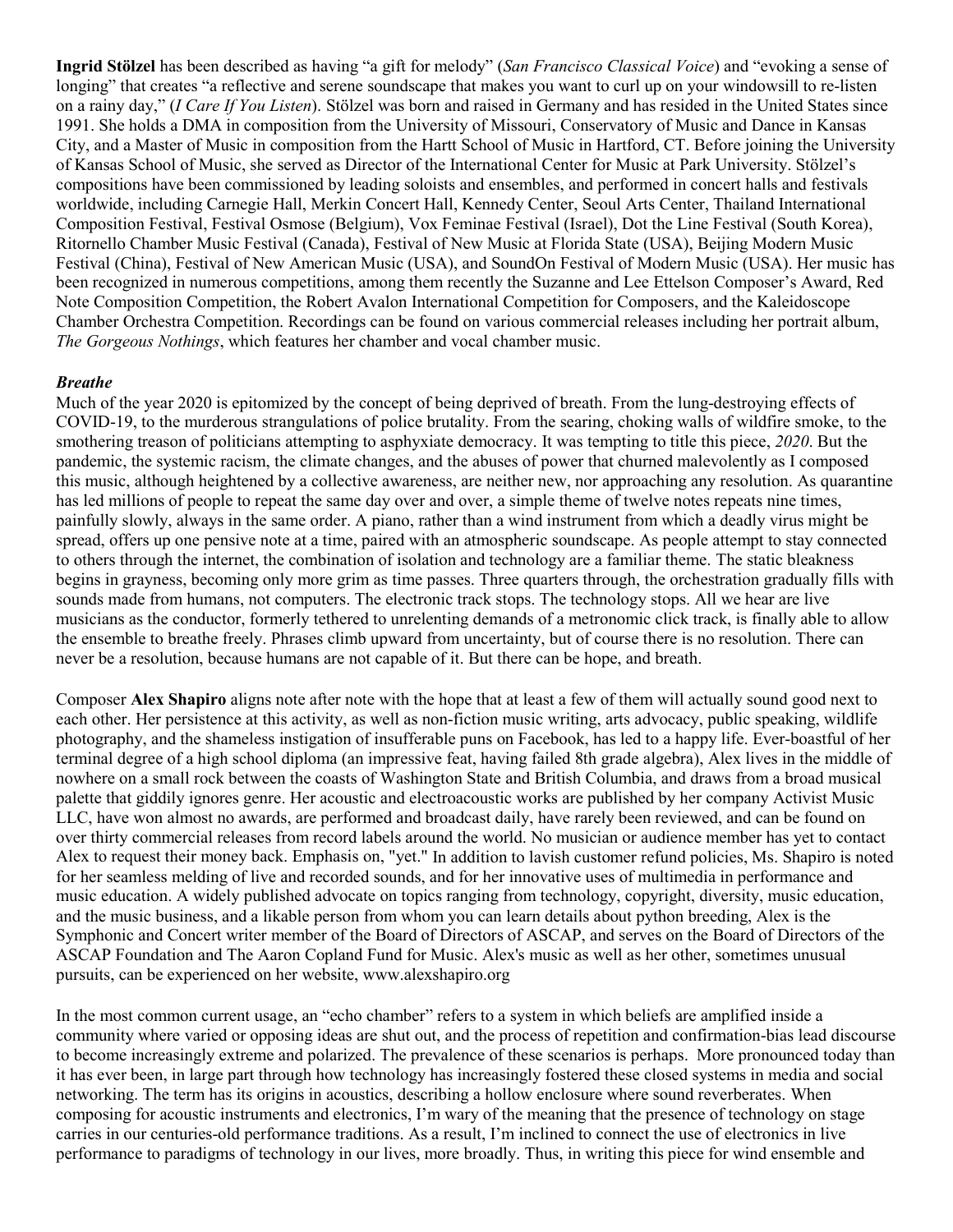**Ingrid Stölzel** has been described as having "a gift for melody" (*San Francisco Classical Voice*) and "evoking a sense of longing" that creates "a reflective and serene soundscape that makes you want to curl up on your windowsill to re-listen on a rainy day," (*I Care If You Listen*). Stölzel was born and raised in Germany and has resided in the United States since 1991. She holds a DMA in composition from the University of Missouri, Conservatory of Music and Dance in Kansas City, and a Master of Music in composition from the Hartt School of Music in Hartford, CT. Before joining the University of Kansas School of Music, she served as Director of the International Center for Music at Park University. Stölzel's compositions have been commissioned by leading soloists and ensembles, and performed in concert halls and festivals worldwide, including Carnegie Hall, Merkin Concert Hall, Kennedy Center, Seoul Arts Center, Thailand International Composition Festival, Festival Osmose (Belgium), Vox Feminae Festival (Israel), Dot the Line Festival (South Korea), Ritornello Chamber Music Festival (Canada), Festival of New Music at Florida State (USA), Beijing Modern Music Festival (China), Festival of New American Music (USA), and SoundOn Festival of Modern Music (USA). Her music has been recognized in numerous competitions, among them recently the Suzanne and Lee Ettelson Composer's Award, Red Note Composition Competition, the Robert Avalon International Competition for Composers, and the Kaleidoscope Chamber Orchestra Competition. Recordings can be found on various commercial releases including her portrait album, *The Gorgeous Nothings*, which features her chamber and vocal chamber music.

***Breathe***

Much of the year 2020 is epitomized by the concept of being deprived of breath. From the lung-destroying effects of COVID-19, to the murderous strangulations of police brutality. From the searing, choking walls of wildfire smoke, to the smothering treason of politicians attempting to asphyxiate democracy. It was tempting to title this piece, *2020*. But the pandemic, the systemic racism, the climate changes, and the abuses of power that churned malevolently as I composed this music, although heightened by a collective awareness, are neither new, nor approaching any resolution. As quarantine has led millions of people to repeat the same day over and over, a simple theme of twelve notes repeats nine times, painfully slowly, always in the same order. A piano, rather than a wind instrument from which a deadly virus might be spread, offers up one pensive note at a time, paired with an atmospheric soundscape. As people attempt to stay connected to others through the internet, the combination of isolation and technology are a familiar theme. The static bleakness begins in grayness, becoming only more grim as time passes. Three quarters through, the orchestration gradually fills with sounds made from humans, not computers. The electronic track stops. The technology stops. All we hear are live musicians as the conductor, formerly tethered to unrelenting demands of a metronomic click track, is finally able to allow the ensemble to breathe freely. Phrases climb upward from uncertainty, but of course there is no resolution. There can never be a resolution, because humans are not capable of it. But there can be hope, and breath.

Composer **Alex Shapiro** aligns note after note with the hope that at least a few of them will actually sound good next to each other. Her persistence at this activity, as well as non-fiction music writing, arts advocacy, public speaking, wildlife photography, and the shameless instigation of insufferable puns on Facebook, has led to a happy life. Ever-boastful of her terminal degree of a high school diploma (an impressive feat, having failed 8th grade algebra), Alex lives in the middle of nowhere on a small rock between the coasts of Washington State and British Columbia, and draws from a broad musical palette that giddily ignores genre. Her acoustic and electroacoustic works are published by her company Activist Music LLC, have won almost no awards, are performed and broadcast daily, have rarely been reviewed, and can be found on over thirty commercial releases from record labels around the world. No musician or audience member has yet to contact Alex to request their money back. Emphasis on, "yet." In addition to lavish customer refund policies, Ms. Shapiro is noted for her seamless melding of live and recorded sounds, and for her innovative uses of multimedia in performance and music education. A widely published advocate on topics ranging from technology, copyright, diversity, music education, and the music business, and a likable person from whom you can learn details about python breeding, Alex is the Symphonic and Concert writer member of the Board of Directors of ASCAP, and serves on the Board of Directors of the ASCAP Foundation and The Aaron Copland Fund for Music. Alex's music as well as her other, sometimes unusual pursuits, can be experienced on her website, www.alexshapiro.org

In the most common current usage, an "echo chamber" refers to a system in which beliefs are amplified inside a community where varied or opposing ideas are shut out, and the process of repetition and confirmation-bias lead discourse to become increasingly extreme and polarized. The prevalence of these scenarios is perhaps. More pronounced today than it has ever been, in large part through how technology has increasingly fostered these closed systems in media and social networking. The term has its origins in acoustics, describing a hollow enclosure where sound reverberates. When composing for acoustic instruments and electronics, I'm wary of the meaning that the presence of technology on stage carries in our centuries-old performance traditions. As a result, I'm inclined to connect the use of electronics in live performance to paradigms of technology in our lives, more broadly. Thus, in writing this piece for wind ensemble and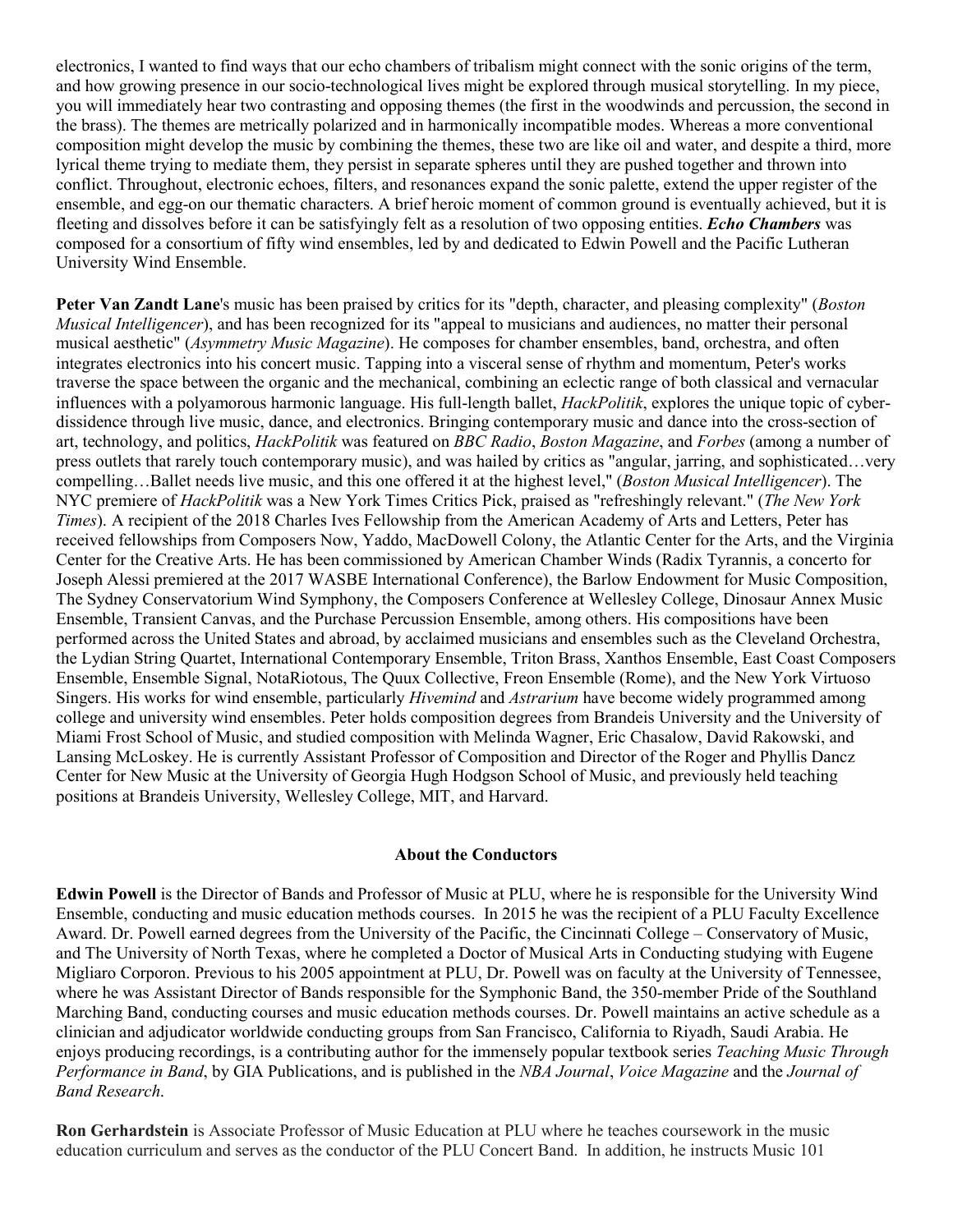electronics, I wanted to find ways that our echo chambers of tribalism might connect with the sonic origins of the term, and how growing presence in our socio-technological lives might be explored through musical storytelling. In my piece, you will immediately hear two contrasting and opposing themes (the first in the woodwinds and percussion, the second in the brass). The themes are metrically polarized and in harmonically incompatible modes. Whereas a more conventional composition might develop the music by combining the themes, these two are like oil and water, and despite a third, more lyrical theme trying to mediate them, they persist in separate spheres until they are pushed together and thrown into conflict. Throughout, electronic echoes, filters, and resonances expand the sonic palette, extend the upper register of the ensemble, and egg-on our thematic characters. A brief heroic moment of common ground is eventually achieved, but it is fleeting and dissolves before it can be satisfyingly felt as a resolution of two opposing entities. ***Echo Chambers*** was composed for a consortium of fifty wind ensembles, led by and dedicated to Edwin Powell and the Pacific Lutheran University Wind Ensemble.

**Peter Van Zandt Lane**'s music has been praised by critics for its "depth, character, and pleasing complexity" (*Boston Musical Intelligencer*), and has been recognized for its "appeal to musicians and audiences, no matter their personal musical aesthetic" (*Asymmetry Music Magazine*). He composes for chamber ensembles, band, orchestra, and often integrates electronics into his concert music. Tapping into a visceral sense of rhythm and momentum, Peter's works traverse the space between the organic and the mechanical, combining an eclectic range of both classical and vernacular influences with a polyamorous harmonic language. His full-length ballet, *HackPolitik*, explores the unique topic of cyber-dissidence through live music, dance, and electronics. Bringing contemporary music and dance into the cross-section of art, technology, and politics, *HackPolitik* was featured on *BBC Radio*, *Boston Magazine*, and *Forbes* (among a number of press outlets that rarely touch contemporary music), and was hailed by critics as "angular, jarring, and sophisticated…very compelling…Ballet needs live music, and this one offered it at the highest level," (*Boston Musical Intelligencer*). The NYC premiere of *HackPolitik* was a New York Times Critics Pick, praised as "refreshingly relevant." (*The New York Times*). A recipient of the 2018 Charles Ives Fellowship from the American Academy of Arts and Letters, Peter has received fellowships from Composers Now, Yaddo, MacDowell Colony, the Atlantic Center for the Arts, and the Virginia Center for the Creative Arts. He has been commissioned by American Chamber Winds (Radix Tyrannis, a concerto for Joseph Alessi premiered at the 2017 WASBE International Conference), the Barlow Endowment for Music Composition, The Sydney Conservatorium Wind Symphony, the Composers Conference at Wellesley College, Dinosaur Annex Music Ensemble, Transient Canvas, and the Purchase Percussion Ensemble, among others. His compositions have been performed across the United States and abroad, by acclaimed musicians and ensembles such as the Cleveland Orchestra, the Lydian String Quartet, International Contemporary Ensemble, Triton Brass, Xanthos Ensemble, East Coast Composers Ensemble, Ensemble Signal, NotaRiotous, The Quux Collective, Freon Ensemble (Rome), and the New York Virtuoso Singers. His works for wind ensemble, particularly *Hivemind* and *Astrarium* have become widely programmed among college and university wind ensembles. Peter holds composition degrees from Brandeis University and the University of Miami Frost School of Music, and studied composition with Melinda Wagner, Eric Chasalow, David Rakowski, and Lansing McLoskey. He is currently Assistant Professor of Composition and Director of the Roger and Phyllis Dancz Center for New Music at the University of Georgia Hugh Hodgson School of Music, and previously held teaching positions at Brandeis University, Wellesley College, MIT, and Harvard.

## About the Conductors

**Edwin Powell** is the Director of Bands and Professor of Music at PLU, where he is responsible for the University Wind Ensemble, conducting and music education methods courses. In 2015 he was the recipient of a PLU Faculty Excellence Award. Dr. Powell earned degrees from the University of the Pacific, the Cincinnati College – Conservatory of Music, and The University of North Texas, where he completed a Doctor of Musical Arts in Conducting studying with Eugene Migliaro Corporon. Previous to his 2005 appointment at PLU, Dr. Powell was on faculty at the University of Tennessee, where he was Assistant Director of Bands responsible for the Symphonic Band, the 350-member Pride of the Southland Marching Band, conducting courses and music education methods courses. Dr. Powell maintains an active schedule as a clinician and adjudicator worldwide conducting groups from San Francisco, California to Riyadh, Saudi Arabia. He enjoys producing recordings, is a contributing author for the immensely popular textbook series *Teaching Music Through Performance in Band*, by GIA Publications, and is published in the *NBA Journal*, *Voice Magazine* and the *Journal of Band Research*.

**Ron Gerhardstein** is Associate Professor of Music Education at PLU where he teaches coursework in the music education curriculum and serves as the conductor of the PLU Concert Band. In addition, he instructs Music 101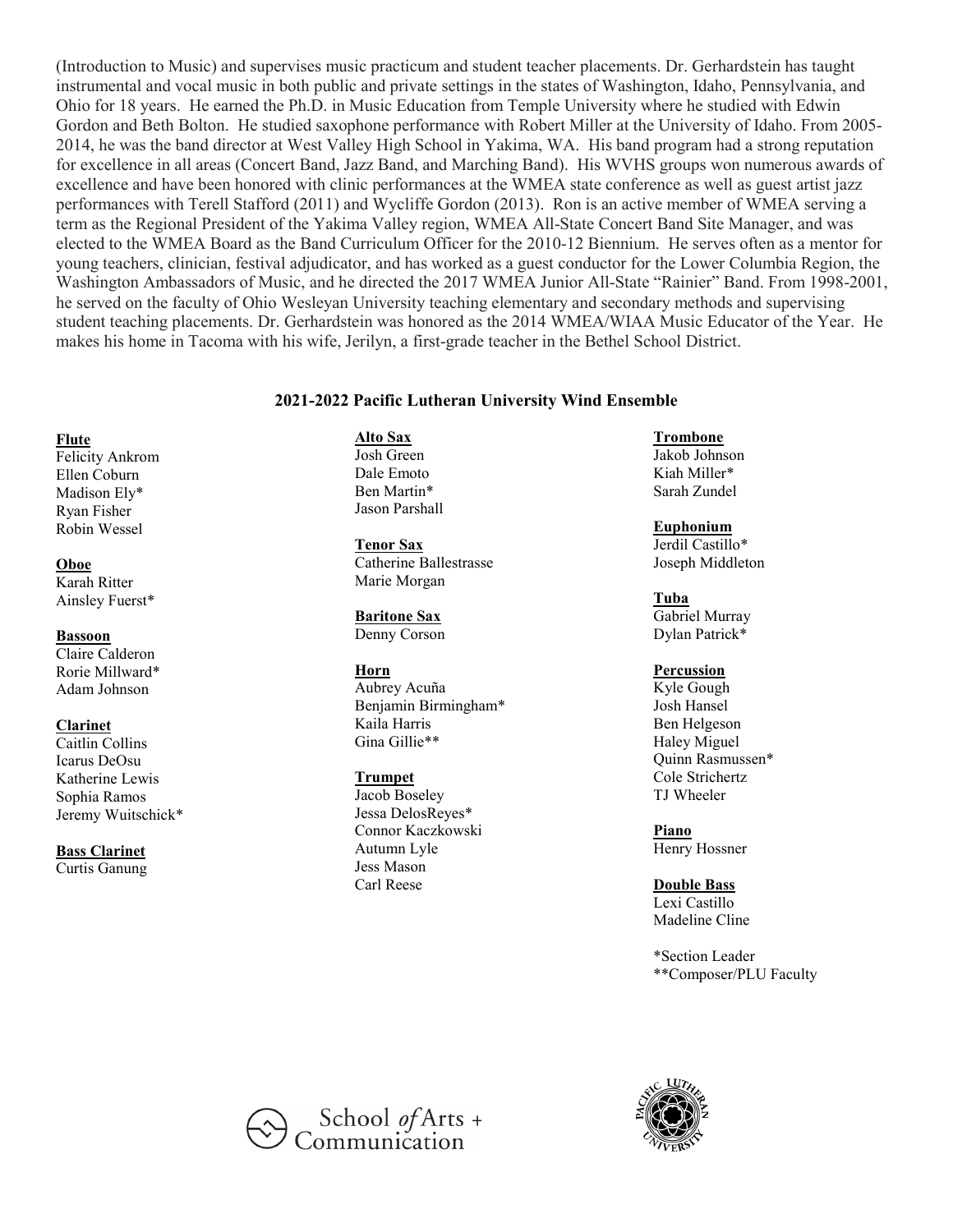(Introduction to Music) and supervises music practicum and student teacher placements. Dr. Gerhardstein has taught instrumental and vocal music in both public and private settings in the states of Washington, Idaho, Pennsylvania, and Ohio for 18 years. He earned the Ph.D. in Music Education from Temple University where he studied with Edwin Gordon and Beth Bolton. He studied saxophone performance with Robert Miller at the University of Idaho. From 2005-2014, he was the band director at West Valley High School in Yakima, WA. His band program had a strong reputation for excellence in all areas (Concert Band, Jazz Band, and Marching Band). His WVHS groups won numerous awards of excellence and have been honored with clinic performances at the WMEA state conference as well as guest artist jazz performances with Terell Stafford (2011) and Wycliffe Gordon (2013). Ron is an active member of WMEA serving a term as the Regional President of the Yakima Valley region, WMEA All-State Concert Band Site Manager, and was elected to the WMEA Board as the Band Curriculum Officer for the 2010-12 Biennium. He serves often as a mentor for young teachers, clinician, festival adjudicator, and has worked as a guest conductor for the Lower Columbia Region, the Washington Ambassadors of Music, and he directed the 2017 WMEA Junior All-State "Rainier" Band. From 1998-2001, he served on the faculty of Ohio Wesleyan University teaching elementary and secondary methods and supervising student teaching placements. Dr. Gerhardstein was honored as the 2014 WMEA/WIAA Music Educator of the Year. He makes his home in Tacoma with his wife, Jerilyn, a first-grade teacher in the Bethel School District.

## 2021-2022 Pacific Lutheran University Wind Ensemble

**Flute**
Felicity Ankrom
Ellen Coburn
Madison Ely*
Ryan Fisher
Robin Wessel

**Oboe**
Karah Ritter
Ainsley Fuerst*

**Bassoon**
Claire Calderon
Rorie Millward*
Adam Johnson

**Clarinet**
Caitlin Collins
Icarus DeOsu
Katherine Lewis
Sophia Ramos
Jeremy Wuitschick*

**Bass Clarinet**
Curtis Ganung

**Alto Sax**
Josh Green
Dale Emoto
Ben Martin*
Jason Parshall

**Tenor Sax**
Catherine Ballestrasse
Marie Morgan

**Baritone Sax**
Denny Corson

**Horn**
Aubrey Acuña
Benjamin Birmingham*
Kaila Harris
Gina Gillie**

**Trumpet**
Jacob Boseley
Jessa DelosReyes*
Connor Kaczkowski
Autumn Lyle
Jess Mason
Carl Reese

**Trombone**
Jakob Johnson
Kiah Miller*
Sarah Zundel

**Euphonium**
Jerdil Castillo*
Joseph Middleton

**Tuba**
Gabriel Murray
Dylan Patrick*

**Percussion**
Kyle Gough
Josh Hansel
Ben Helgeson
Haley Miguel
Quinn Rasmussen*
Cole Strichertz
TJ Wheeler

**Piano**
Henry Hossner

**Double Bass**
Lexi Castillo
Madeline Cline

*Section Leader
**Composer/PLU Faculty

School *of* Arts + Communication